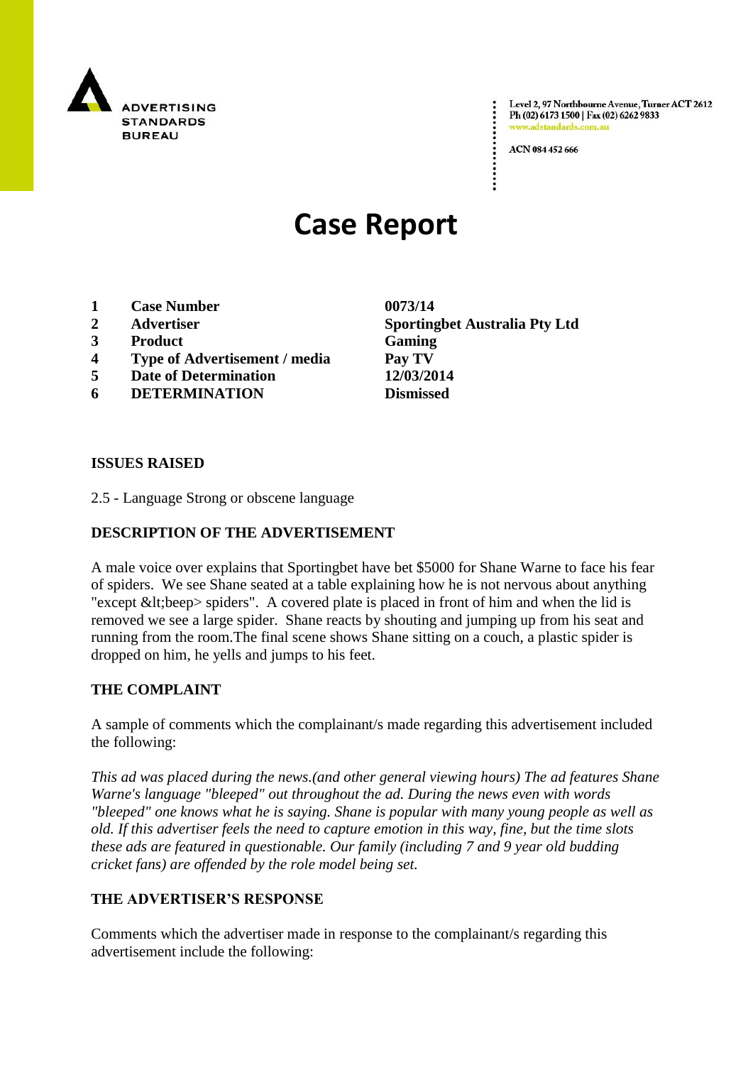ADVERTISING STANDARDS BUREAU

Level 2, 97 Northbourne Avenue, Turner ACT 2612
Ph (02) 6173 1500 | Fax (02) 6262 9833
www.adstandards.com.au

ACN 084 452 666

# Case Report

| | | |
|---|---|---|
| 1 | **Case Number** | **0073/14** |
| 2 | **Advertiser** | **Sportingbet Australia Pty Ltd** |
| 3 | **Product** | **Gaming** |
| 4 | **Type of Advertisement / media** | **Pay TV** |
| 5 | **Date of Determination** | **12/03/2014** |
| 6 | **DETERMINATION** | **Dismissed** |

## ISSUES RAISED

2.5 - Language Strong or obscene language

## DESCRIPTION OF THE ADVERTISEMENT

A male voice over explains that Sportingbet have bet $5000 for Shane Warne to face his fear of spiders. We see Shane seated at a table explaining how he is not nervous about anything "except &lt;beep> spiders". A covered plate is placed in front of him and when the lid is removed we see a large spider. Shane reacts by shouting and jumping up from his seat and running from the room.The final scene shows Shane sitting on a couch, a plastic spider is dropped on him, he yells and jumps to his feet.

## THE COMPLAINT

A sample of comments which the complainant/s made regarding this advertisement included the following:

*This ad was placed during the news.(and other general viewing hours) The ad features Shane Warne's language "bleeped" out throughout the ad. During the news even with words "bleeped" one knows what he is saying. Shane is popular with many young people as well as old. If this advertiser feels the need to capture emotion in this way, fine, but the time slots these ads are featured in questionable. Our family (including 7 and 9 year old budding cricket fans) are offended by the role model being set.*

## THE ADVERTISER'S RESPONSE

Comments which the advertiser made in response to the complainant/s regarding this advertisement include the following: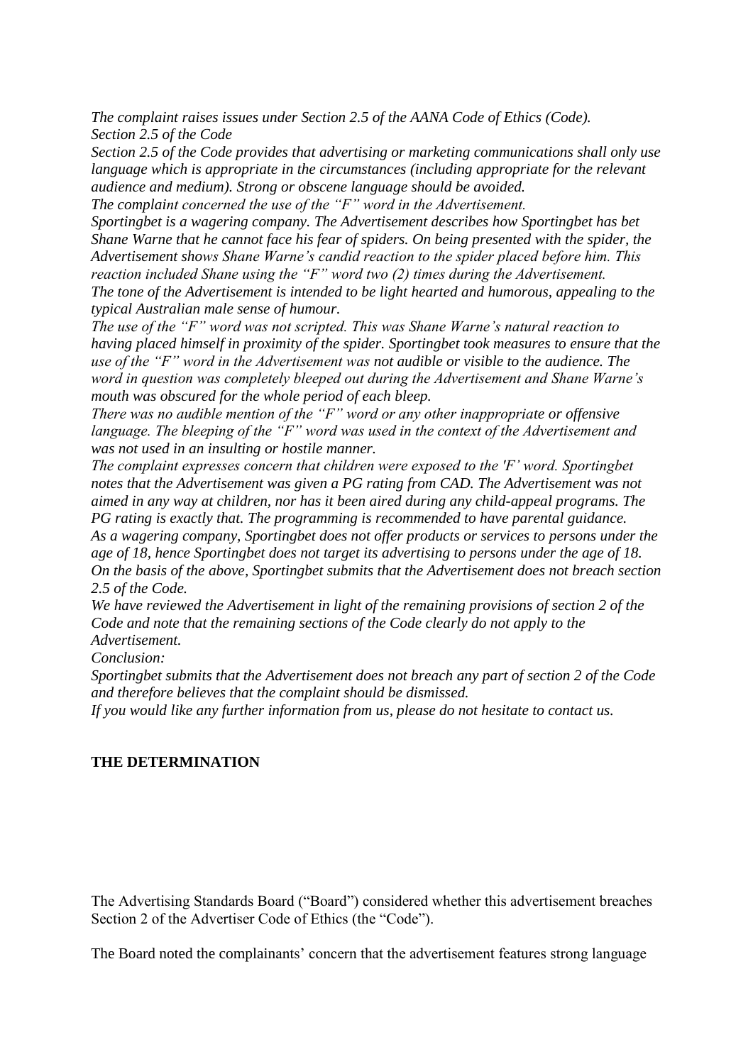*The complaint raises issues under Section 2.5 of the AANA Code of Ethics (Code).*
*Section 2.5 of the Code*
*Section 2.5 of the Code provides that advertising or marketing communications shall only use language which is appropriate in the circumstances (including appropriate for the relevant audience and medium). Strong or obscene language should be avoided.*
*The complaint concerned the use of the "F" word in the Advertisement.*
*Sportingbet is a wagering company. The Advertisement describes how Sportingbet has bet Shane Warne that he cannot face his fear of spiders. On being presented with the spider, the Advertisement shows Shane Warne's candid reaction to the spider placed before him. This reaction included Shane using the "F" word two (2) times during the Advertisement.*
*The tone of the Advertisement is intended to be light hearted and humorous, appealing to the typical Australian male sense of humour.*
*The use of the "F" word was not scripted. This was Shane Warne's natural reaction to having placed himself in proximity of the spider. Sportingbet took measures to ensure that the use of the "F" word in the Advertisement was not audible or visible to the audience. The word in question was completely bleeped out during the Advertisement and Shane Warne's mouth was obscured for the whole period of each bleep.*
*There was no audible mention of the "F" word or any other inappropriate or offensive language. The bleeping of the "F" word was used in the context of the Advertisement and was not used in an insulting or hostile manner.*
*The complaint expresses concern that children were exposed to the 'F' word. Sportingbet notes that the Advertisement was given a PG rating from CAD. The Advertisement was not aimed in any way at children, nor has it been aired during any child-appeal programs. The PG rating is exactly that. The programming is recommended to have parental guidance.*
*As a wagering company, Sportingbet does not offer products or services to persons under the age of 18, hence Sportingbet does not target its advertising to persons under the age of 18.*
*On the basis of the above, Sportingbet submits that the Advertisement does not breach section 2.5 of the Code.*
*We have reviewed the Advertisement in light of the remaining provisions of section 2 of the Code and note that the remaining sections of the Code clearly do not apply to the Advertisement.*
*Conclusion:*
*Sportingbet submits that the Advertisement does not breach any part of section 2 of the Code and therefore believes that the complaint should be dismissed.*
*If you would like any further information from us, please do not hesitate to contact us.*

**THE DETERMINATION**

The Advertising Standards Board ("Board") considered whether this advertisement breaches Section 2 of the Advertiser Code of Ethics (the "Code").

The Board noted the complainants' concern that the advertisement features strong language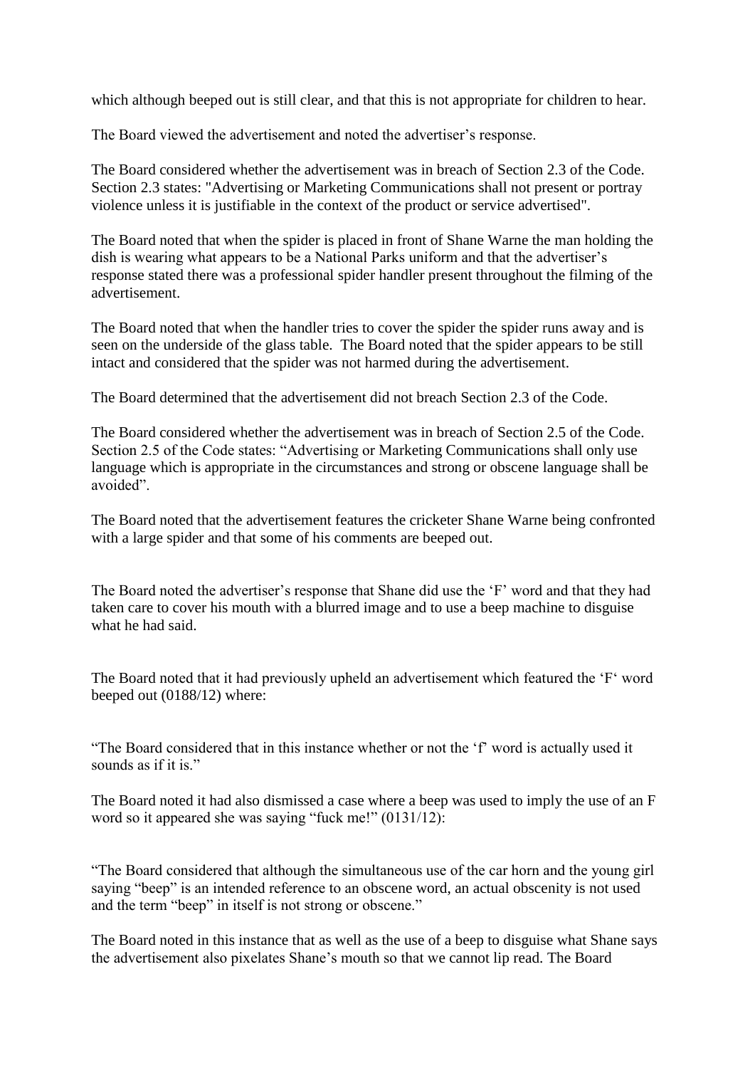which although beeped out is still clear, and that this is not appropriate for children to hear.

The Board viewed the advertisement and noted the advertiser's response.

The Board considered whether the advertisement was in breach of Section 2.3 of the Code. Section 2.3 states: "Advertising or Marketing Communications shall not present or portray violence unless it is justifiable in the context of the product or service advertised".

The Board noted that when the spider is placed in front of Shane Warne the man holding the dish is wearing what appears to be a National Parks uniform and that the advertiser's response stated there was a professional spider handler present throughout the filming of the advertisement.

The Board noted that when the handler tries to cover the spider the spider runs away and is seen on the underside of the glass table. The Board noted that the spider appears to be still intact and considered that the spider was not harmed during the advertisement.

The Board determined that the advertisement did not breach Section 2.3 of the Code.

The Board considered whether the advertisement was in breach of Section 2.5 of the Code. Section 2.5 of the Code states: "Advertising or Marketing Communications shall only use language which is appropriate in the circumstances and strong or obscene language shall be avoided".

The Board noted that the advertisement features the cricketer Shane Warne being confronted with a large spider and that some of his comments are beeped out.

The Board noted the advertiser's response that Shane did use the 'F' word and that they had taken care to cover his mouth with a blurred image and to use a beep machine to disguise what he had said.

The Board noted that it had previously upheld an advertisement which featured the 'F' word beeped out (0188/12) where:

"The Board considered that in this instance whether or not the 'f' word is actually used it sounds as if it is."

The Board noted it had also dismissed a case where a beep was used to imply the use of an F word so it appeared she was saying "fuck me!" (0131/12):

"The Board considered that although the simultaneous use of the car horn and the young girl saying "beep" is an intended reference to an obscene word, an actual obscenity is not used and the term "beep" in itself is not strong or obscene."

The Board noted in this instance that as well as the use of a beep to disguise what Shane says the advertisement also pixelates Shane's mouth so that we cannot lip read. The Board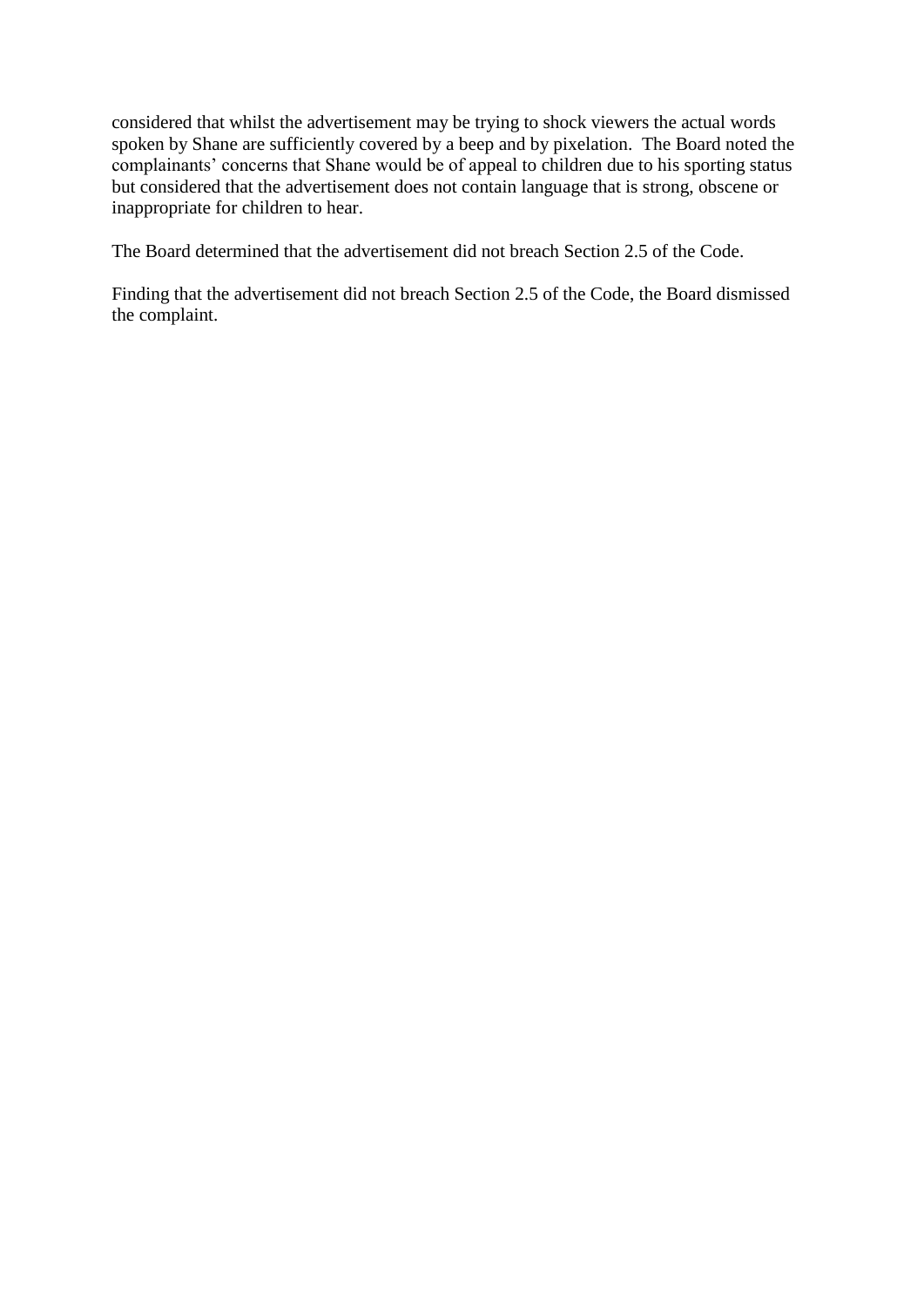considered that whilst the advertisement may be trying to shock viewers the actual words spoken by Shane are sufficiently covered by a beep and by pixelation. The Board noted the complainants' concerns that Shane would be of appeal to children due to his sporting status but considered that the advertisement does not contain language that is strong, obscene or inappropriate for children to hear.

The Board determined that the advertisement did not breach Section 2.5 of the Code.

Finding that the advertisement did not breach Section 2.5 of the Code, the Board dismissed the complaint.